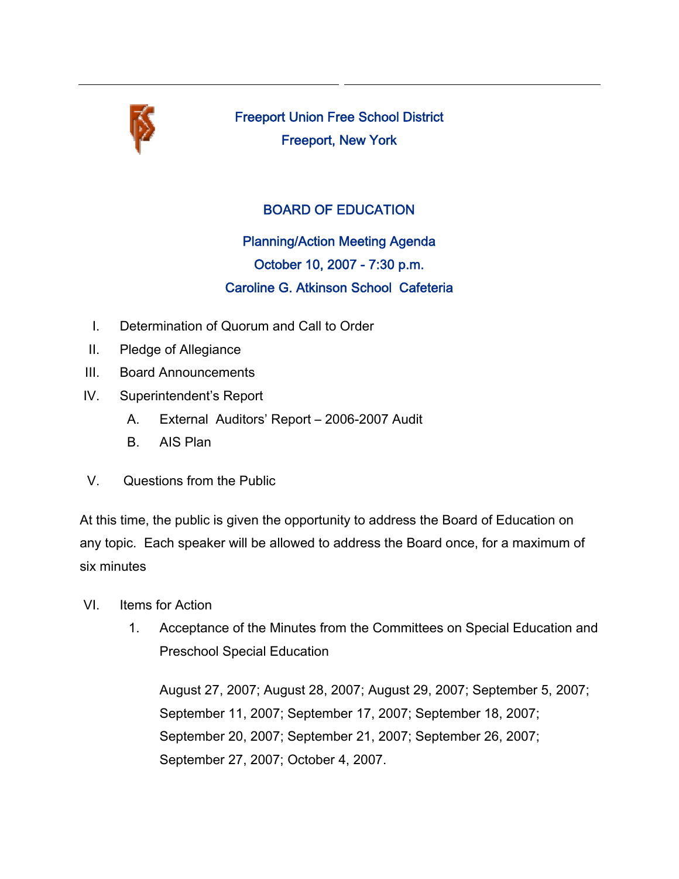# Freeport Union Free School District

## Freeport, New York

## BOARD OF EDUCATION

### Planning/Action Meeting Agenda

### October 10, 2007 - 7:30 p.m.

### Caroline G. Atkinson School Cafeteria

I. Determination of Quorum and Call to Order

II. Pledge of Allegiance

III. Board Announcements

IV. Superintendent's Report

   A. External Auditors' Report – 2006-2007 Audit

   B. AIS Plan

V. Questions from the Public

At this time, the public is given the opportunity to address the Board of Education on any topic. Each speaker will be allowed to address the Board once, for a maximum of six minutes

VI. Items for Action

   1. Acceptance of the Minutes from the Committees on Special Education and Preschool Special Education

      August 27, 2007; August 28, 2007; August 29, 2007; September 5, 2007; September 11, 2007; September 17, 2007; September 18, 2007; September 20, 2007; September 21, 2007; September 26, 2007; September 27, 2007; October 4, 2007.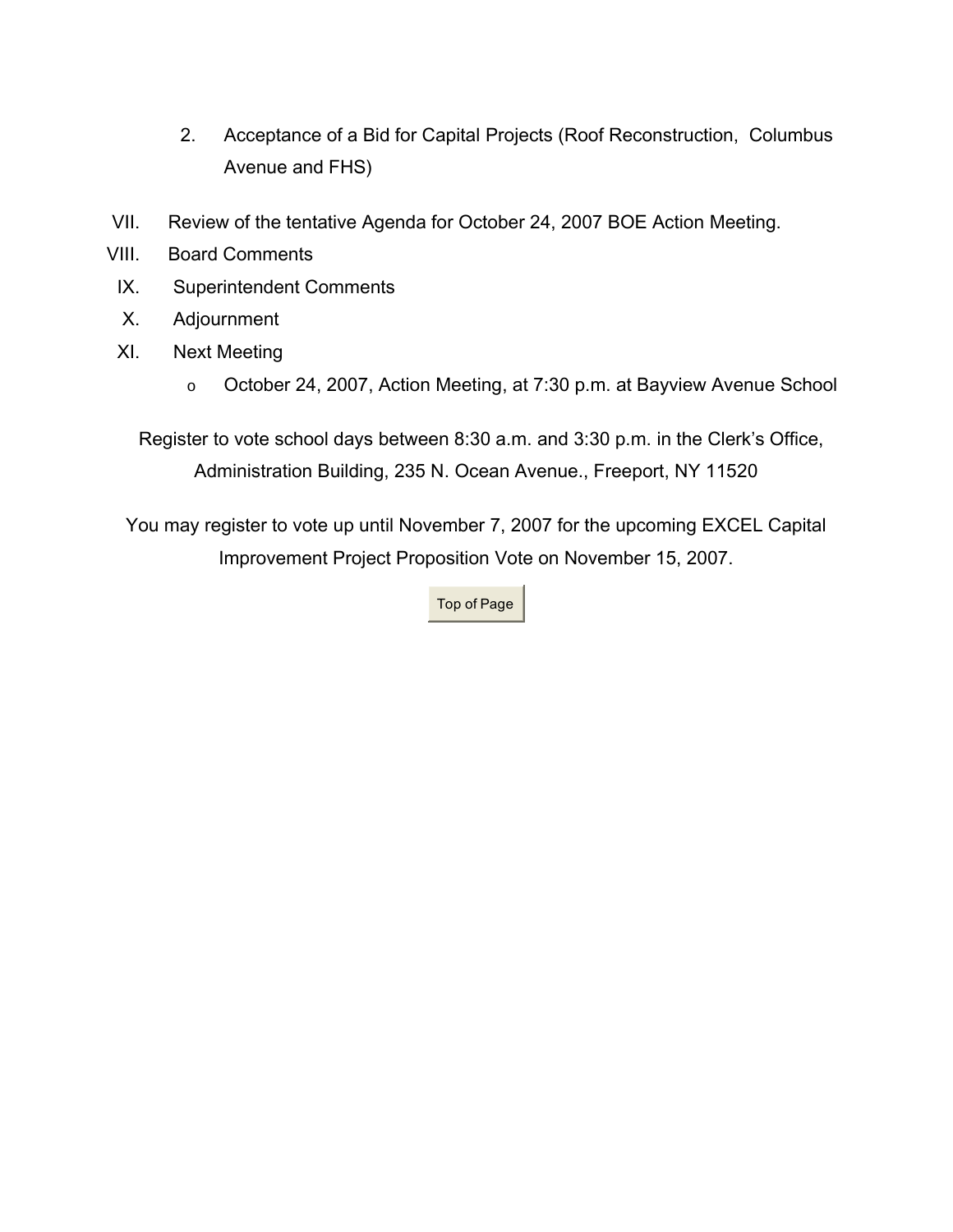2. Acceptance of a Bid for Capital Projects (Roof Reconstruction, Columbus Avenue and FHS)

VII. Review of the tentative Agenda for October 24, 2007 BOE Action Meeting.

VIII. Board Comments

IX. Superintendent Comments

X. Adjournment

XI. Next Meeting

- October 24, 2007, Action Meeting, at 7:30 p.m. at Bayview Avenue School

Register to vote school days between 8:30 a.m. and 3:30 p.m. in the Clerk's Office, Administration Building, 235 N. Ocean Avenue., Freeport, NY 11520

You may register to vote up until November 7, 2007 for the upcoming EXCEL Capital Improvement Project Proposition Vote on November 15, 2007.

Top of Page